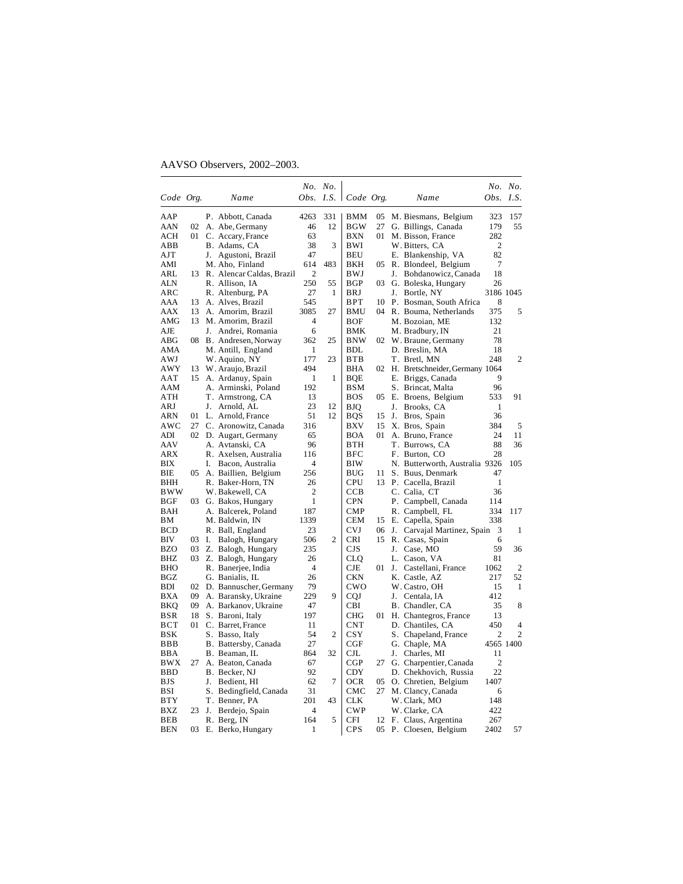AAVSO Observers, 2002–2003.

| Code | Org. | Name | No. Obs. | No. I.S. |
|---|---|---|---|---|
| AAP | | P. Abbott, Canada | 4263 | 331 |
| AAN | 02 | A. Abe, Germany | 46 | 12 |
| ACH | 01 | C. Accary, France | 63 | |
| ABB | | B. Adams, CA | 38 | 3 |
| AJT | | J. Agustoni, Brazil | 47 | |
| AMI | | M. Aho, Finland | 614 | 483 |
| ARL | 13 | R. Alencar Caldas, Brazil | 2 | |
| ALN | | R. Allison, IA | 250 | 55 |
| ARC | | R. Altenburg, PA | 27 | 1 |
| AAA | 13 | A. Alves, Brazil | 545 | |
| AAX | 13 | A. Amorim, Brazil | 3085 | 27 |
| AMG | 13 | M. Amorim, Brazil | 4 | |
| AJE | | J. Andrei, Romania | 6 | |
| ABG | 08 | B. Andresen, Norway | 362 | 25 |
| AMA | | M. Antill, England | 1 | |
| AWJ | | W. Aquino, NY | 177 | 23 |
| AWY | 13 | W. Araujo, Brazil | 494 | |
| AAT | 15 | A. Ardanuy, Spain | 1 | 1 |
| AAM | | A. Arminski, Poland | 192 | |
| ATH | | T. Armstrong, CA | 13 | |
| ARJ | | J. Arnold, AL | 23 | 12 |
| ARN | 01 | L. Arnold, France | 51 | 12 |
| AWC | 27 | C. Aronowitz, Canada | 316 | |
| ADI | 02 | D. Augart, Germany | 65 | |
| AAV | | A. Avtanski, CA | 96 | |
| ARX | | R. Axelsen, Australia | 116 | |
| BIX | | I. Bacon, Australia | 4 | |
| BIE | 05 | A. Baillien, Belgium | 256 | |
| BHH | | R. Baker-Horn, TN | 26 | |
| BWW | | W. Bakewell, CA | 2 | |
| BGF | 03 | G. Bakos, Hungary | 1 | |
| BAH | | A. Balcerek, Poland | 187 | |
| BM | | M. Baldwin, IN | 1339 | |
| BCD | | R. Ball, England | 23 | |
| BIV | 03 | I. Balogh, Hungary | 506 | 2 |
| BZO | 03 | Z. Balogh, Hungary | 235 | |
| BHZ | 03 | Z. Balogh, Hungary | 26 | |
| BHO | | R. Banerjee, India | 4 | |
| BGZ | | G. Banialis, IL | 26 | |
| BDI | 02 | D. Bannuscher, Germany | 79 | |
| BXA | 09 | A. Baransky, Ukraine | 229 | 9 |
| BKQ | 09 | A. Barkanov, Ukraine | 47 | |
| BSR | 18 | S. Baroni, Italy | 197 | |
| BCT | 01 | C. Barret, France | 11 | |
| BSK | | S. Basso, Italy | 54 | 2 |
| BBB | | B. Battersby, Canada | 27 | |
| BBA | | B. Beaman, IL | 864 | 32 |
| BWX | 27 | A. Beaton, Canada | 67 | |
| BBD | | B. Becker, NJ | 92 | |
| BJS | | J. Bedient, HI | 62 | 7 |
| BSI | | S. Bedingfield, Canada | 31 | |
| BTY | | T. Benner, PA | 201 | 43 |
| BXZ | 23 | J. Berdejo, Spain | 4 | |
| BEB | | R. Berg, IN | 164 | 5 |
| BEN | 03 | E. Berko, Hungary | 1 | |
| BMM | 05 | M. Biesmans, Belgium | 323 | 157 |
| BGW | 27 | G. Billings, Canada | 179 | 55 |
| BXN | 01 | M. Bisson, France | 282 | |
| BWI | | W. Bitters, CA | 2 | |
| BEU | | E. Blankenship, VA | 82 | |
| BKH | 05 | R. Blondeel, Belgium | 7 | |
| BWJ | | J. Bohdanowicz, Canada | 18 | |
| BGP | 03 | G. Boleska, Hungary | 26 | |
| BRJ | | J. Bortle, NY | 3186 | 1045 |
| BPT | 10 | P. Bosman, South Africa | 8 | |
| BMU | 04 | R. Bouma, Netherlands | 375 | 5 |
| BOF | | M. Bozoian, ME | 132 | |
| BMK | | M. Bradbury, IN | 21 | |
| BNW | 02 | W. Braune, Germany | 78 | |
| BDL | | D. Breslin, MA | 18 | |
| BTB | | T. Bretl, MN | 248 | 2 |
| BHA | 02 | H. Bretschneider, Germany | 1064 | |
| BQE | | E. Briggs, Canada | 9 | |
| BSM | | S. Brincat, Malta | 96 | |
| BOS | 05 | E. Broens, Belgium | 533 | 91 |
| BJQ | | J. Brooks, CA | 1 | |
| BQS | 15 | J. Bros, Spain | 36 | |
| BXV | 15 | X. Bros, Spain | 384 | 5 |
| BOA | 01 | A. Bruno, France | 24 | 11 |
| BTH | | T. Burrows, CA | 88 | 36 |
| BFC | | F. Burton, CO | 28 | |
| BIW | | N. Butterworth, Australia | 9326 | 105 |
| BUG | 11 | S. Buus, Denmark | 47 | |
| CPU | 13 | P. Cacella, Brazil | 1 | |
| CCB | | C. Calia, CT | 36 | |
| CPN | | P. Campbell, Canada | 114 | |
| CMP | | R. Campbell, FL | 334 | 117 |
| CEM | 15 | E. Capella, Spain | 338 | |
| CVJ | 06 | J. Carvajal Martinez, Spain | 3 | 1 |
| CRI | 15 | R. Casas, Spain | 6 | |
| CJS | | J. Case, MO | 59 | 36 |
| CLQ | | L. Cason, VA | 81 | |
| CJE | 01 | J. Castellani, France | 1062 | 2 |
| CKN | | K. Castle, AZ | 217 | 52 |
| CWO | | W. Castro, OH | 15 | 1 |
| CQJ | | J. Centala, IA | 412 | |
| CBI | | B. Chandler, CA | 35 | 8 |
| CHG | 01 | H. Chantegros, France | 13 | |
| CNT | | D. Chantiles, CA | 450 | 4 |
| CSY | | S. Chapeland, France | 2 | 2 |
| CGF | | G. Chaple, MA | 4565 | 1400 |
| CJL | | J. Charles, MI | 11 | |
| CGP | 27 | G. Charpentier, Canada | 2 | |
| CDY | | D. Chekhovich, Russia | 22 | |
| OCR | 05 | O. Chretien, Belgium | 1407 | |
| CMC | 27 | M. Clancy, Canada | 6 | |
| CLK | | W. Clark, MO | 148 | |
| CWP | | W. Clarke, CA | 422 | |
| CFI | 12 | F. Claus, Argentina | 267 | |
| CPS | 05 | P. Cloesen, Belgium | 2402 | 57 |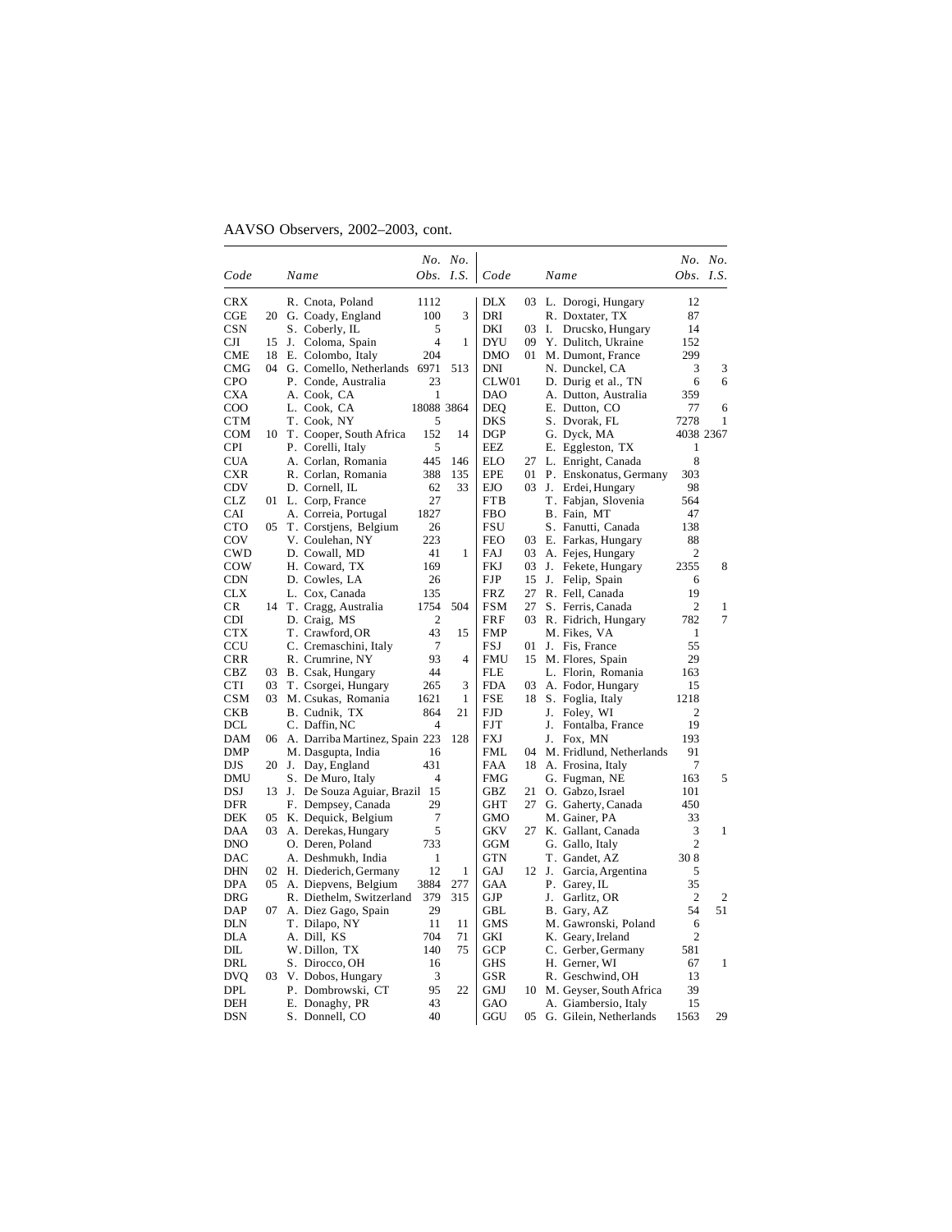AAVSO Observers, 2002–2003, cont.

| Code | | Name | No. Obs. | No. I.S. | Code | | Name | No. Obs. | No. I.S. |
|---|---|---|---|---|---|---|---|---|---|
| CRX | | R. Cnota, Poland | 1112 | | DLX | 03 | L. Dorogi, Hungary | 12 | |
| CGE | 20 | G. Coady, England | 100 | 3 | DRI | | R. Doxtater, TX | 87 | |
| CSN | | S. Coberly, IL | 5 | | DKI | 03 | I. Drucsko, Hungary | 14 | |
| CJI | 15 | J. Coloma, Spain | 4 | 1 | DYU | 09 | Y. Dulitch, Ukraine | 152 | |
| CME | 18 | E. Colombo, Italy | 204 | | DMO | 01 | M. Dumont, France | 299 | |
| CMG | 04 | G. Comello, Netherlands | 6971 | 513 | DNI | | N. Dunckel, CA | 3 | 3 |
| CPO | | P. Conde, Australia | 23 | | CLW01 | | D. Durig et al., TN | 6 | 6 |
| CXA | | A. Cook, CA | 1 | | DAO | | A. Dutton, Australia | 359 | |
| COO | | L. Cook, CA | 18088 | 3864 | DEQ | | E. Dutton, CO | 77 | 6 |
| CTM | | T. Cook, NY | 5 | | DKS | | S. Dvorak, FL | 7278 | 1 |
| COM | 10 | T. Cooper, South Africa | 152 | 14 | DGP | | G. Dyck, MA | 4038 | 2367 |
| CPI | | P. Corelli, Italy | 5 | | EEZ | | E. Eggleston, TX | 1 | |
| CUA | | A. Corlan, Romania | 445 | 146 | ELO | 27 | L. Enright, Canada | 8 | |
| CXR | | R. Corlan, Romania | 388 | 135 | EPE | 01 | P. Enskonatus, Germany | 303 | |
| CDV | | D. Cornell, IL | 62 | 33 | EJO | 03 | J. Erdei, Hungary | 98 | |
| CLZ | 01 | L. Corp, France | 27 | | FTB | | T. Fabjan, Slovenia | 564 | |
| CAI | | A. Correia, Portugal | 1827 | | FBO | | B. Fain, MT | 47 | |
| CTO | 05 | T. Corstjens, Belgium | 26 | | FSU | | S. Fanutti, Canada | 138 | |
| COV | | V. Coulehan, NY | 223 | | FEO | 03 | E. Farkas, Hungary | 88 | |
| CWD | | D. Cowall, MD | 41 | 1 | FAJ | 03 | A. Fejes, Hungary | 2 | |
| COW | | H. Coward, TX | 169 | | FKJ | 03 | J. Fekete, Hungary | 2355 | 8 |
| CDN | | D. Cowles, LA | 26 | | FJP | 15 | J. Felip, Spain | 6 | |
| CLX | | L. Cox, Canada | 135 | | FRZ | 27 | R. Fell, Canada | 19 | |
| CR | 14 | T. Cragg, Australia | 1754 | 504 | FSM | 27 | S. Ferris, Canada | 2 | 1 |
| CDI | | D. Craig, MS | 2 | | FRF | 03 | R. Fidrich, Hungary | 782 | 7 |
| CTX | | T. Crawford, OR | 43 | 15 | FMP | | M. Fikes, VA | 1 | |
| CCU | | C. Cremaschini, Italy | 7 | | FSJ | 01 | J. Fis, France | 55 | |
| CRR | | R. Crumrine, NY | 93 | 4 | FMU | 15 | M. Flores, Spain | 29 | |
| CBZ | 03 | B. Csak, Hungary | 44 | | FLE | | L. Florin, Romania | 163 | |
| CTI | 03 | T. Csorgei, Hungary | 265 | 3 | FDA | 03 | A. Fodor, Hungary | 15 | |
| CSM | 03 | M. Csukas, Romania | 1621 | 1 | FSE | 18 | S. Foglia, Italy | 1218 | |
| CKB | | B. Cudnik, TX | 864 | 21 | FJD | | J. Foley, WI | 2 | |
| DCL | | C. Daffin, NC | 4 | | FJT | | J. Fontalba, France | 19 | |
| DAM | 06 | A. Darriba Martinez, Spain | 223 | 128 | FXJ | | J. Fox, MN | 193 | |
| DMP | | M. Dasgupta, India | 16 | | FML | 04 | M. Fridlund, Netherlands | 91 | |
| DJS | 20 | J. Day, England | 431 | | FAA | 18 | A. Frosina, Italy | 7 | |
| DMU | | S. De Muro, Italy | 4 | | FMG | | G. Fugman, NE | 163 | 5 |
| DSJ | 13 | J. De Souza Aguiar, Brazil | 15 | | GBZ | 21 | O. Gabzo, Israel | 101 | |
| DFR | | F. Dempsey, Canada | 29 | | GHT | 27 | G. Gaherty, Canada | 450 | |
| DEK | 05 | K. Dequick, Belgium | 7 | | GMO | | M. Gainer, PA | 33 | |
| DAA | 03 | A. Derekas, Hungary | 5 | | GKV | 27 | K. Gallant, Canada | 3 | 1 |
| DNO | | O. Deren, Poland | 733 | | GGM | | G. Gallo, Italy | 2 | |
| DAC | | A. Deshmukh, India | 1 | | GTN | | T. Gandet, AZ | 308 | |
| DHN | 02 | H. Diederich, Germany | 12 | 1 | GAJ | 12 | J. Garcia, Argentina | 5 | |
| DPA | 05 | A. Diepvens, Belgium | 3884 | 277 | GAA | | P. Garey, IL | 35 | |
| DRG | | R. Diethelm, Switzerland | 379 | 315 | GJP | | J. Garlitz, OR | 2 | 2 |
| DAP | 07 | A. Diez Gago, Spain | 29 | | GBL | | B. Gary, AZ | 54 | 51 |
| DLN | | T. Dilapo, NY | 11 | 11 | GMS | | M. Gawronski, Poland | 6 | |
| DLA | | A. Dill, KS | 704 | 71 | GKI | | K. Geary, Ireland | 2 | |
| DIL | | W. Dillon, TX | 140 | 75 | GCP | | C. Gerber, Germany | 581 | |
| DRL | | S. Dirocco, OH | 16 | | GHS | | H. Gerner, WI | 67 | 1 |
| DVQ | 03 | V. Dobos, Hungary | 3 | | GSR | | R. Geschwind, OH | 13 | |
| DPL | | P. Dombrowski, CT | 95 | 22 | GMJ | 10 | M. Geyser, South Africa | 39 | |
| DEH | | E. Donaghy, PR | 43 | | GAO | | A. Giambersio, Italy | 15 | |
| DSN | | S. Donnell, CO | 40 | | GGU | 05 | G. Gilein, Netherlands | 1563 | 29 |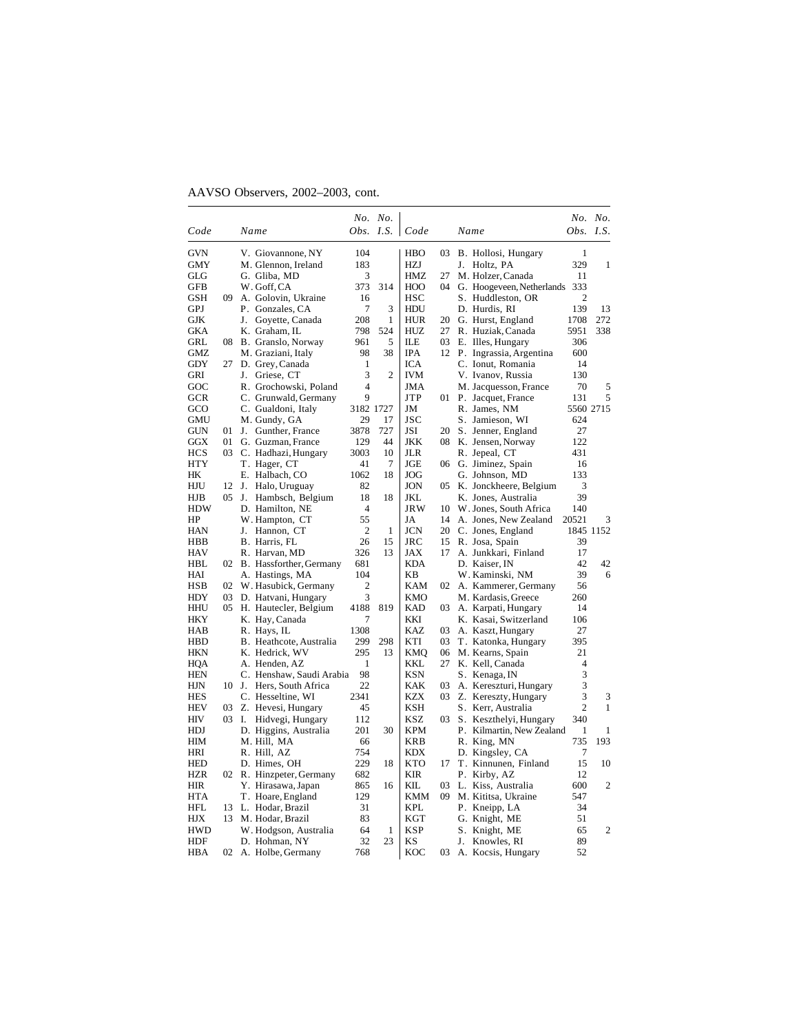AAVSO Observers, 2002–2003, cont.

| Code | | Name | *No. Obs.* | *No. I.S.* | Code | | Name | *No. Obs.* | *No. I.S.* |
|---|---|---|---|---|---|---|---|---|---|
| GVN | | V. Giovannone, NY | 104 | | HBO | 03 | B. Hollosi, Hungary | 1 | |
| GMY | | M. Glennon, Ireland | 183 | | HZJ | | J. Holtz, PA | 329 | 1 |
| GLG | | G. Gliba, MD | 3 | | HMZ | 27 | M. Holzer, Canada | 11 | |
| GFB | | W. Goff, CA | 373 | 314 | HOO | 04 | G. Hoogeveen, Netherlands | 333 | |
| GSH | 09 | A. Golovin, Ukraine | 16 | | HSC | | S. Huddleston, OR | 2 | |
| GPJ | | P. Gonzales, CA | 7 | 3 | HDU | | D. Hurdis, RI | 139 | 13 |
| GJK | | J. Goyette, Canada | 208 | 1 | HUR | 20 | G. Hurst, England | 1708 | 272 |
| GKA | | K. Graham, IL | 798 | 524 | HUZ | 27 | R. Huziak, Canada | 5951 | 338 |
| GRL | 08 | B. Granslo, Norway | 961 | 5 | ILE | 03 | E. Illes, Hungary | 306 | |
| GMZ | | M. Graziani, Italy | 98 | 38 | IPA | 12 | P. Ingrassia, Argentina | 600 | |
| GDY | 27 | D. Grey, Canada | 1 | | ICA | | C. Ionut, Romania | 14 | |
| GRI | | J. Griese, CT | 3 | 2 | IVM | | V. Ivanov, Russia | 130 | |
| GOC | | R. Grochowski, Poland | 4 | | JMA | | M. Jacquesson, France | 70 | 5 |
| GCR | | C. Grunwald, Germany | 9 | | JTP | 01 | P. Jacquet, France | 131 | 5 |
| GCO | | C. Gualdoni, Italy | 3182 | 1727 | JM | | R. James, NM | 5560 | 2715 |
| GMU | | M. Gundy, GA | 29 | 17 | JSC | | S. Jamieson, WI | 624 | |
| GUN | 01 | J. Gunther, France | 3878 | 727 | JSI | 20 | S. Jenner, England | 27 | |
| GGX | 01 | G. Guzman, France | 129 | 44 | JKK | 08 | K. Jensen, Norway | 122 | |
| HCS | 03 | C. Hadhazi, Hungary | 3003 | 10 | JLR | | R. Jepeal, CT | 431 | |
| HTY | | T. Hager, CT | 41 | 7 | JGE | 06 | G. Jiminez, Spain | 16 | |
| HK | | E. Halbach, CO | 1062 | 18 | JOG | | G. Johnson, MD | 133 | |
| HJU | 12 | J. Halo, Uruguay | 82 | | JON | 05 | K. Jonckheere, Belgium | 3 | |
| HJB | 05 | J. Hambsch, Belgium | 18 | 18 | JKL | | K. Jones, Australia | 39 | |
| HDW | | D. Hamilton, NE | 4 | | JRW | 10 | W. Jones, South Africa | 140 | |
| HP | | W. Hampton, CT | 55 | | JA | 14 | A. Jones, New Zealand | 20521 | 3 |
| HAN | | J. Hannon, CT | 2 | 1 | JCN | 20 | C. Jones, England | 1845 | 1152 |
| HBB | | B. Harris, FL | 26 | 15 | JRC | 15 | R. Josa, Spain | 39 | |
| HAV | | R. Harvan, MD | 326 | 13 | JAX | 17 | A. Junkkari, Finland | 17 | |
| HBL | 02 | B. Hassforther, Germany | 681 | | KDA | | D. Kaiser, IN | 42 | 42 |
| HAI | | A. Hastings, MA | 104 | | KB | | W. Kaminski, NM | 39 | 6 |
| HSB | 02 | W. Hasubick, Germany | 2 | | KAM | 02 | A. Kammerer, Germany | 56 | |
| HDY | 03 | D. Hatvani, Hungary | 3 | | KMO | | M. Kardasis, Greece | 260 | |
| HHU | 05 | H. Hautecler, Belgium | 4188 | 819 | KAD | 03 | A. Karpati, Hungary | 14 | |
| HKY | | K. Hay, Canada | 7 | | KKI | | K. Kasai, Switzerland | 106 | |
| HAB | | R. Hays, IL | 1308 | | KAZ | 03 | A. Kaszt, Hungary | 27 | |
| HBD | | B. Heathcote, Australia | 299 | 298 | KTI | 03 | T. Katonka, Hungary | 395 | |
| HKN | | K. Hedrick, WV | 295 | 13 | KMQ | 06 | M. Kearns, Spain | 21 | |
| HQA | | A. Henden, AZ | 1 | | KKL | 27 | K. Kell, Canada | 4 | |
| HEN | | C. Henshaw, Saudi Arabia | 98 | | KSN | | S. Kenaga, IN | 3 | |
| HJN | 10 | J. Hers, South Africa | 22 | | KAK | 03 | A. Kereszturi, Hungary | 3 | |
| HES | | C. Hesseltine, WI | 2341 | | KZX | 03 | Z. Kereszty, Hungary | 3 | 3 |
| HEV | 03 | Z. Hevesi, Hungary | 45 | | KSH | | S. Kerr, Australia | 2 | 1 |
| HIV | 03 | I. Hidvegi, Hungary | 112 | | KSZ | 03 | S. Keszthelyi, Hungary | 340 | |
| HDJ | | D. Higgins, Australia | 201 | 30 | KPM | | P. Kilmartin, New Zealand | 1 | 1 |
| HIM | | M. Hill, MA | 66 | | KRB | | R. King, MN | 735 | 193 |
| HRI | | R. Hill, AZ | 754 | | KDX | | D. Kingsley, CA | 7 | |
| HED | | D. Himes, OH | 229 | 18 | KTO | 17 | T. Kinnunen, Finland | 15 | 10 |
| HZR | 02 | R. Hinzpeter, Germany | 682 | | KIR | | P. Kirby, AZ | 12 | |
| HIR | | Y. Hirasawa, Japan | 865 | 16 | KIL | 03 | L. Kiss, Australia | 600 | 2 |
| HTA | | T. Hoare, England | 129 | | KMM | 09 | M. Kititsa, Ukraine | 547 | |
| HFL | 13 | L. Hodar, Brazil | 31 | | KPL | | P. Kneipp, LA | 34 | |
| HJX | 13 | M. Hodar, Brazil | 83 | | KGT | | G. Knight, ME | 51 | |
| HWD | | W. Hodgson, Australia | 64 | 1 | KSP | | S. Knight, ME | 65 | 2 |
| HDF | | D. Hohman, NY | 32 | 23 | KS | | J. Knowles, RI | 89 | |
| HBA | 02 | A. Holbe, Germany | 768 | | KOC | 03 | A. Kocsis, Hungary | 52 | |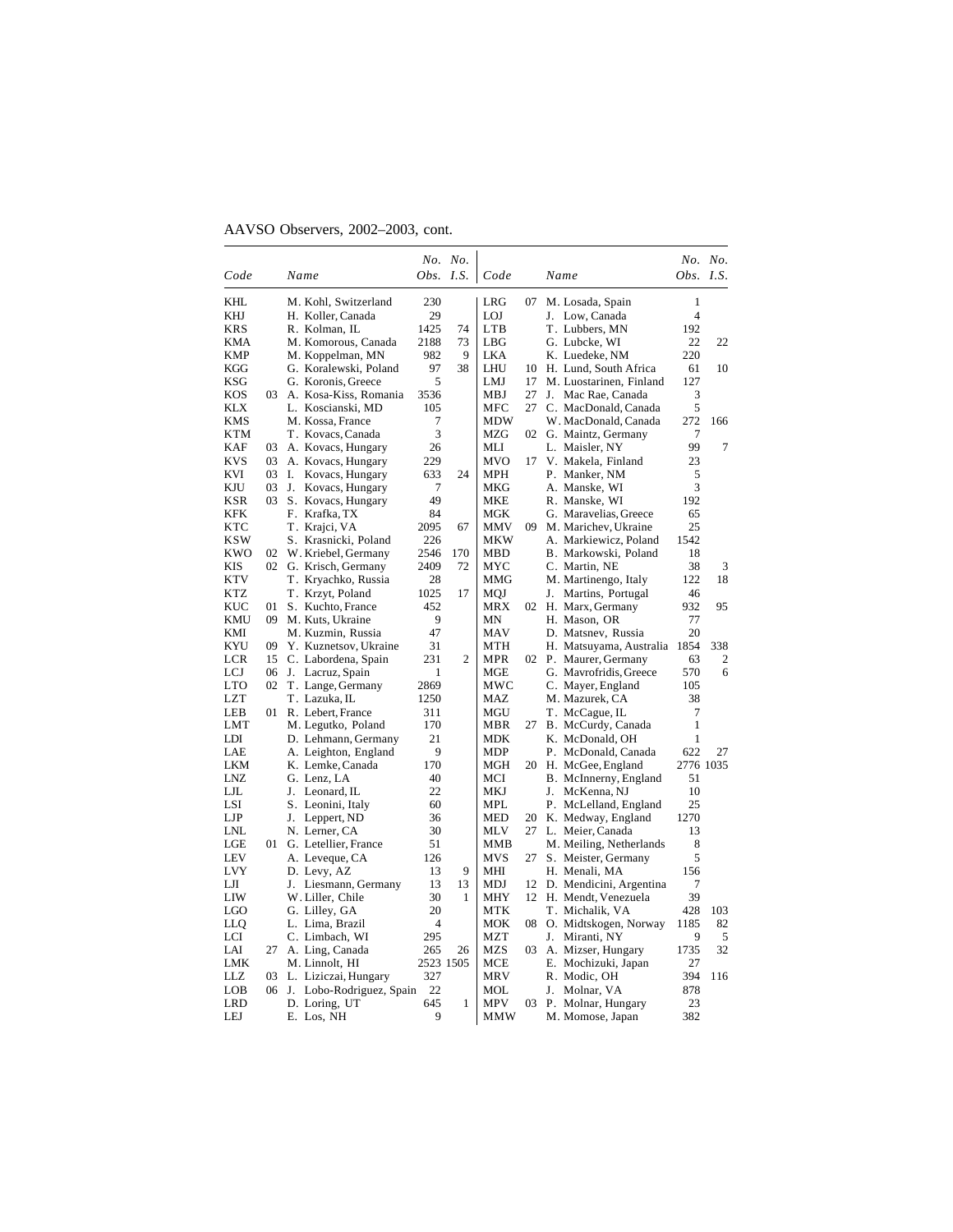AAVSO Observers, 2002–2003, cont.

| Code | | Name | No. Obs. | No. I.S. | Code | | Name | No. Obs. | No. I.S. |
|---|---|---|---|---|---|---|---|---|---|
| KHL | | M. Kohl, Switzerland | 230 | | LRG | 07 | M. Losada, Spain | 1 | |
| KHJ | | H. Koller, Canada | 29 | | LOJ | | J. Low, Canada | 4 | |
| KRS | | R. Kolman, IL | 1425 | 74 | LTB | | T. Lubbers, MN | 192 | |
| KMA | | M. Komorous, Canada | 2188 | 73 | LBG | | G. Lubcke, WI | 22 | 22 |
| KMP | | M. Koppelman, MN | 982 | 9 | LKA | | K. Luedeke, NM | 220 | |
| KGG | | G. Koralewski, Poland | 97 | 38 | LHU | 10 | H. Lund, South Africa | 61 | 10 |
| KSG | | G. Koronis, Greece | 5 | | LMJ | 17 | M. Luostarinen, Finland | 127 | |
| KOS | 03 | A. Kosa-Kiss, Romania | 3536 | | MBJ | 27 | J. Mac Rae, Canada | 3 | |
| KLX | | L. Koscianski, MD | 105 | | MFC | 27 | C. MacDonald, Canada | 5 | |
| KMS | | M. Kossa, France | 7 | | MDW | | W. MacDonald, Canada | 272 | 166 |
| KTM | | T. Kovacs, Canada | 3 | | MZG | 02 | G. Maintz, Germany | 7 | |
| KAF | 03 | A. Kovacs, Hungary | 26 | | MLI | | L. Maisler, NY | 99 | 7 |
| KVS | 03 | A. Kovacs, Hungary | 229 | | MVO | 17 | V. Makela, Finland | 23 | |
| KVI | 03 | I. Kovacs, Hungary | 633 | 24 | MPH | | P. Manker, NM | 5 | |
| KJU | 03 | J. Kovacs, Hungary | 7 | | MKG | | A. Manske, WI | 3 | |
| KSR | 03 | S. Kovacs, Hungary | 49 | | MKE | | R. Manske, WI | 192 | |
| KFK | | F. Krafka, TX | 84 | | MGK | | G. Maravelias, Greece | 65 | |
| KTC | | T. Krajci, VA | 2095 | 67 | MMV | 09 | M. Marichev, Ukraine | 25 | |
| KSW | | S. Krasnicki, Poland | 226 | | MKW | | A. Markiewicz, Poland | 1542 | |
| KWO | 02 | W. Kriebel, Germany | 2546 | 170 | MBD | | B. Markowski, Poland | 18 | |
| KIS | 02 | G. Krisch, Germany | 2409 | 72 | MYC | | C. Martin, NE | 38 | 3 |
| KTV | | T. Kryachko, Russia | 28 | | MMG | | M. Martinengo, Italy | 122 | 18 |
| KTZ | | T. Krzyt, Poland | 1025 | 17 | MQJ | | J. Martins, Portugal | 46 | |
| KUC | 01 | S. Kuchto, France | 452 | | MRX | 02 | H. Marx, Germany | 932 | 95 |
| KMU | 09 | M. Kuts, Ukraine | 9 | | MN | | H. Mason, OR | 77 | |
| KMI | | M. Kuzmin, Russia | 47 | | MAV | | D. Matsnev, Russia | 20 | |
| KYU | 09 | Y. Kuznetsov, Ukraine | 31 | | MTH | | H. Matsuyama, Australia | 1854 | 338 |
| LCR | 15 | C. Labordena, Spain | 231 | 2 | MPR | 02 | P. Maurer, Germany | 63 | 2 |
| LCJ | 06 | J. Lacruz, Spain | 1 | | MGE | | G. Mavrofridis, Greece | 570 | 6 |
| LTO | 02 | T. Lange, Germany | 2869 | | MWC | | C. Mayer, England | 105 | |
| LZT | | T. Lazuka, IL | 1250 | | MAZ | | M. Mazurek, CA | 38 | |
| LEB | 01 | R. Lebert, France | 311 | | MGU | | T. McCague, IL | 7 | |
| LMT | | M. Legutko, Poland | 170 | | MBR | 27 | B. McCurdy, Canada | 1 | |
| LDI | | D. Lehmann, Germany | 21 | | MDK | | K. McDonald, OH | 1 | |
| LAE | | A. Leighton, England | 9 | | MDP | | P. McDonald, Canada | 622 | 27 |
| LKM | | K. Lemke, Canada | 170 | | MGH | 20 | H. McGee, England | 2776 | 1035 |
| LNZ | | G. Lenz, LA | 40 | | MCI | | B. McInnerny, England | 51 | |
| LJL | | J. Leonard, IL | 22 | | MKJ | | J. McKenna, NJ | 10 | |
| LSI | | S. Leonini, Italy | 60 | | MPL | | P. McLelland, England | 25 | |
| LJP | | J. Leppert, ND | 36 | | MED | 20 | K. Medway, England | 1270 | |
| LNL | | N. Lerner, CA | 30 | | MLV | 27 | L. Meier, Canada | 13 | |
| LGE | 01 | G. Letellier, France | 51 | | MMB | | M. Meiling, Netherlands | 8 | |
| LEV | | A. Leveque, CA | 126 | | MVS | 27 | S. Meister, Germany | 5 | |
| LVY | | D. Levy, AZ | 13 | 9 | MHI | | H. Menali, MA | 156 | |
| LJI | | J. Liesmann, Germany | 13 | 13 | MDJ | 12 | D. Mendicini, Argentina | 7 | |
| LIW | | W. Liller, Chile | 30 | 1 | MHY | 12 | H. Mendt, Venezuela | 39 | |
| LGO | | G. Lilley, GA | 20 | | MTK | | T. Michalik, VA | 428 | 103 |
| LLQ | | L. Lima, Brazil | 4 | | MOK | 08 | O. Midtskogen, Norway | 1185 | 82 |
| LCI | | C. Limbach, WI | 295 | | MZT | | J. Miranti, NY | 9 | 5 |
| LAI | 27 | A. Ling, Canada | 265 | 26 | MZS | 03 | A. Mizser, Hungary | 1735 | 32 |
| LMK | | M. Linnolt, HI | 2523 | 1505 | MCE | | E. Mochizuki, Japan | 27 | |
| LLZ | 03 | L. Liziczai, Hungary | 327 | | MRV | | R. Modic, OH | 394 | 116 |
| LOB | 06 | J. Lobo-Rodriguez, Spain | 22 | | MOL | | J. Molnar, VA | 878 | |
| LRD | | D. Loring, UT | 645 | 1 | MPV | 03 | P. Molnar, Hungary | 23 | |
| LEJ | | E. Los, NH | 9 | | MMW | | M. Momose, Japan | 382 | |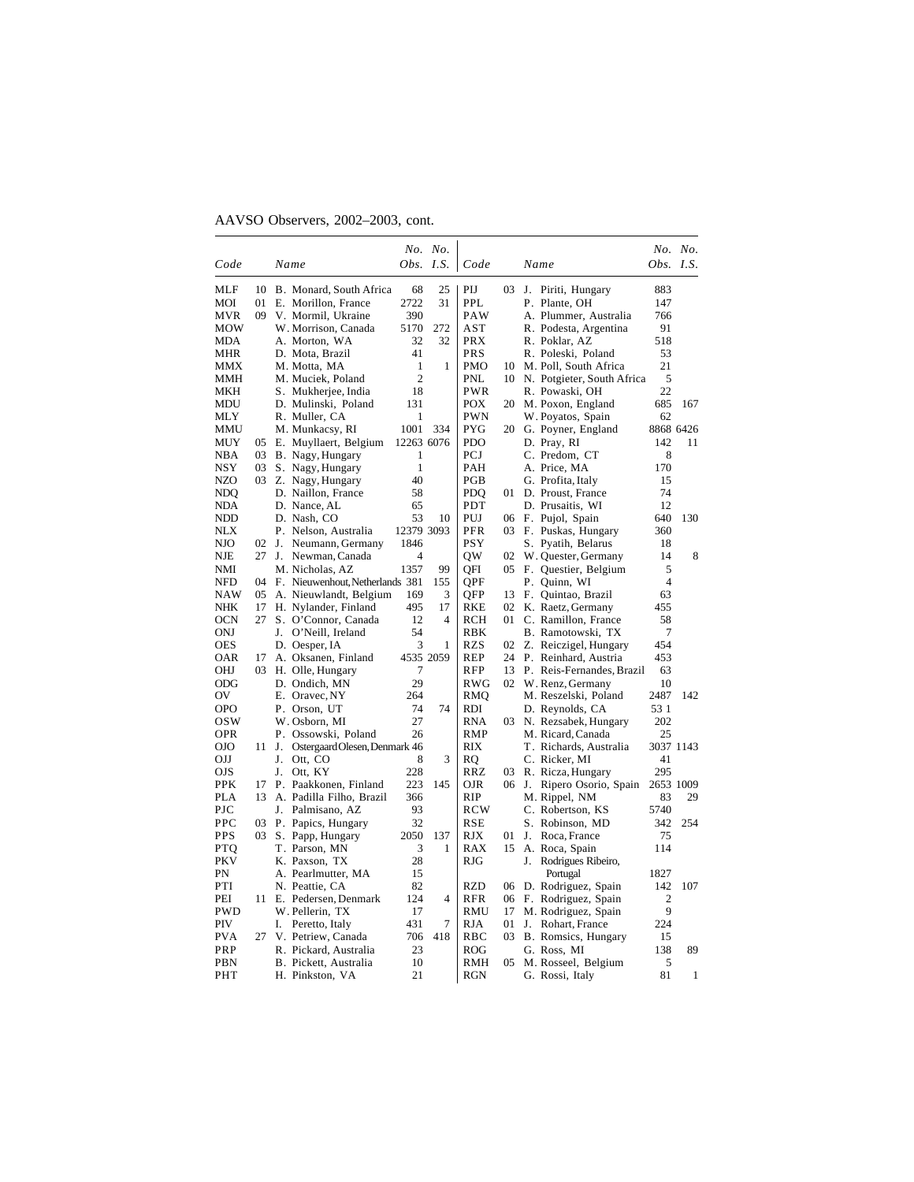AAVSO Observers, 2002–2003, cont.

| Code | | Name | No. Obs. | No. I.S. | Code | | Name | No. Obs. | No. I.S. |
|---|---|---|---|---|---|---|---|---|---|
| MLF | 10 | B. Monard, South Africa | 68 | 25 | PIJ | 03 | J. Piriti, Hungary | 883 | |
| MOI | 01 | E. Morillon, France | 2722 | 31 | PPL | | P. Plante, OH | 147 | |
| MVR | 09 | V. Mormil, Ukraine | 390 | | PAW | | A. Plummer, Australia | 766 | |
| MOW | | W. Morrison, Canada | 5170 | 272 | AST | | R. Podesta, Argentina | 91 | |
| MDA | | A. Morton, WA | 32 | 32 | PRX | | R. Poklar, AZ | 518 | |
| MHR | | D. Mota, Brazil | 41 | | PRS | | R. Poleski, Poland | 53 | |
| MMX | | M. Motta, MA | 1 | 1 | PMO | 10 | M. Poll, South Africa | 21 | |
| MMH | | M. Muciek, Poland | 2 | | PNL | 10 | N. Potgieter, South Africa | 5 | |
| MKH | | S. Mukherjee, India | 18 | | PWR | | R. Powaski, OH | 22 | |
| MDU | | D. Mulinski, Poland | 131 | | POX | 20 | M. Poxon, England | 685 | 167 |
| MLY | | R. Muller, CA | 1 | | PWN | | W. Poyatos, Spain | 62 | |
| MMU | | M. Munkacsy, RI | 1001 | 334 | PYG | 20 | G. Poyner, England | 8868 | 6426 |
| MUY | 05 | E. Muyllaert, Belgium | 12263 | 6076 | PDO | | D. Pray, RI | 142 | 11 |
| NBA | 03 | B. Nagy, Hungary | 1 | | PCJ | | C. Predom, CT | 8 | |
| NSY | 03 | S. Nagy, Hungary | 1 | | PAH | | A. Price, MA | 170 | |
| NZO | 03 | Z. Nagy, Hungary | 40 | | PGB | | G. Profita, Italy | 15 | |
| NDQ | | D. Naillon, France | 58 | | PDQ | 01 | D. Proust, France | 74 | |
| NDA | | D. Nance, AL | 65 | | PDT | | D. Prusaitis, WI | 12 | |
| NDD | | D. Nash, CO | 53 | 10 | PUJ | 06 | F. Pujol, Spain | 640 | 130 |
| NLX | | P. Nelson, Australia | 12379 | 3093 | PFR | 03 | F. Puskas, Hungary | 360 | |
| NJO | 02 | J. Neumann, Germany | 1846 | | PSY | | S. Pyatih, Belarus | 18 | |
| NJE | 27 | J. Newman, Canada | 4 | | QW | 02 | W. Quester, Germany | 14 | 8 |
| NMI | | M. Nicholas, AZ | 1357 | 99 | QFI | 05 | F. Questier, Belgium | 5 | |
| NFD | 04 | F. Nieuwenhout, Netherlands | 381 | 155 | QPF | | P. Quinn, WI | 4 | |
| NAW | 05 | A. Nieuwlandt, Belgium | 169 | 3 | QFP | 13 | F. Quintao, Brazil | 63 | |
| NHK | 17 | H. Nylander, Finland | 495 | 17 | RKE | 02 | K. Raetz, Germany | 455 | |
| OCN | 27 | S. O'Connor, Canada | 12 | 4 | RCH | 01 | C. Ramillon, France | 58 | |
| ONJ | | J. O'Neill, Ireland | 54 | | RBK | | B. Ramotowski, TX | 7 | |
| OES | | D. Oesper, IA | 3 | 1 | RZS | 02 | Z. Reiczigel, Hungary | 454 | |
| OAR | 17 | A. Oksanen, Finland | 4535 | 2059 | REP | 24 | P. Reinhard, Austria | 453 | |
| OHJ | 03 | H. Olle, Hungary | 7 | | RFP | 13 | P. Reis-Fernandes, Brazil | 63 | |
| ODG | | D. Ondich, MN | 29 | | RWG | 02 | W. Renz, Germany | 10 | |
| OV | | E. Oravec, NY | 264 | | RMQ | | M. Reszelski, Poland | 2487 | 142 |
| OPO | | P. Orson, UT | 74 | 74 | RDI | | D. Reynolds, CA | 53 | 1 |
| OSW | | W. Osborn, MI | 27 | | RNA | 03 | N. Rezsabek, Hungary | 202 | |
| OPR | | P. Ossowski, Poland | 26 | | RMP | | M. Ricard, Canada | 25 | |
| OJO | 11 | J. Ostergaard Olesen, Denmark | 46 | | RIX | | T. Richards, Australia | 3037 | 1143 |
| OJJ | | J. Ott, CO | 8 | 3 | RQ | | C. Ricker, MI | 41 | |
| OJS | | J. Ott, KY | 228 | | RRZ | 03 | R. Ricza, Hungary | 295 | |
| PPK | 17 | P. Paakkonen, Finland | 223 | 145 | OJR | 06 | J. Ripero Osorio, Spain | 2653 | 1009 |
| PLA | 13 | A. Padilla Filho, Brazil | 366 | | RIP | | M. Rippel, NM | 83 | 29 |
| PJC | | J. Palmisano, AZ | 93 | | RCW | | C. Robertson, KS | 5740 | |
| PPC | 03 | P. Papics, Hungary | 32 | | RSE | | S. Robinson, MD | 342 | 254 |
| PPS | 03 | S. Papp, Hungary | 2050 | 137 | RJX | 01 | J. Roca, France | 75 | |
| PTQ | | T. Parson, MN | 3 | 1 | RAX | 15 | A. Roca, Spain | 114 | |
| PKV | | K. Paxson, TX | 28 | | RJG | | J. Rodrigues Ribeiro, Portugal | 1827 | |
| PN | | A. Pearlmutter, MA | 15 | | | | | | |
| PTI | | N. Peattie, CA | 82 | | RZD | 06 | D. Rodriguez, Spain | 142 | 107 |
| PEI | 11 | E. Pedersen, Denmark | 124 | 4 | RFR | 06 | F. Rodriguez, Spain | 2 | |
| PWD | | W. Pellerin, TX | 17 | | RMU | 17 | M. Rodriguez, Spain | 9 | |
| PIV | | I. Peretto, Italy | 431 | 7 | RJA | 01 | J. Rohart, France | 224 | |
| PVA | 27 | V. Petriew, Canada | 706 | 418 | RBC | 03 | B. Romsics, Hungary | 15 | |
| PRP | | R. Pickard, Australia | 23 | | ROG | | G. Ross, MI | 138 | 89 |
| PBN | | B. Pickett, Australia | 10 | | RMH | 05 | M. Rosseel, Belgium | 5 | |
| PHT | | H. Pinkston, VA | 21 | | RGN | | G. Rossi, Italy | 81 | 1 |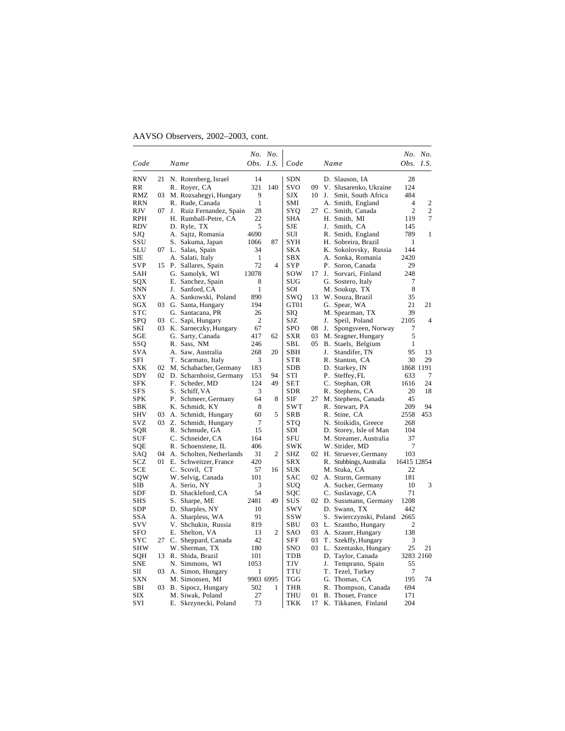AAVSO Observers, 2002–2003, cont.

| Code | | Name | No. Obs. | No. I.S. |
|---|---|---|---|---|
| RNV | 21 | N. Rotenberg, Israel | 14 | |
| RR | | R. Royer, CA | 321 | 140 |
| RMZ | 03 | M. Rozsahegyi, Hungary | 9 | |
| RRN | | R. Rude, Canada | 1 | |
| RJV | 07 | J. Ruiz Fernandez, Spain | 28 | |
| RPH | | H. Rumball-Petre, CA | 22 | |
| RDV | | D. Ryle, TX | 5 | |
| SJQ | | A. Sajtz, Romania | 4690 | |
| SSU | | S. Sakuma, Japan | 1066 | 87 |
| SLU | 07 | L. Salas, Spain | 34 | |
| SIE | | A. Salati, Italy | 1 | |
| SVP | 15 | P. Sallares, Spain | 72 | 4 |
| SAH | | G. Samolyk, WI | 13078 | |
| SQX | | E. Sanchez, Spain | 8 | |
| SNN | | J. Sanford, CA | 1 | |
| SXY | | A. Sankowski, Poland | 890 | |
| SGX | 03 | G. Santa, Hungary | 194 | |
| STC | | G. Santacana, PR | 26 | |
| SPQ | 03 | C. Sapi, Hungary | 2 | |
| SKI | 03 | K. Sarneczky, Hungary | 67 | |
| SGE | | G. Sarty, Canada | 417 | 62 |
| SSQ | | R. Sass, NM | 246 | |
| SVA | | A. Saw, Australia | 268 | 20 |
| SFI | | T. Scarmato, Italy | 3 | |
| SXK | 02 | M. Schabacher, Germany | 183 | |
| SDY | 02 | D. Scharnhoist, Germany | 153 | 94 |
| SFK | | F. Scheder, MD | 124 | 49 |
| SFS | | S. Schiff, VA | 3 | |
| SPK | | P. Schmeer, Germany | 64 | 8 |
| SBK | | K. Schmidt, KY | 8 | |
| SHV | 03 | A. Schmidt, Hungary | 60 | 5 |
| SVZ | 03 | Z. Schmidt, Hungary | 7 | |
| SQR | | R. Schmude, GA | 15 | |
| SUF | | C. Schneider, CA | 164 | |
| SQE | | R. Schoenstene, IL | 406 | |
| SAQ | 04 | A. Scholten, Netherlands | 31 | 2 |
| SCZ | 01 | E. Schweitzer, France | 420 | |
| SCE | | C. Scovil, CT | 57 | 16 |
| SQW | | W. Selvig, Canada | 101 | |
| SIB | | A. Serio, NY | 3 | |
| SDF | | D. Shackleford, CA | 54 | |
| SHS | | S. Sharpe, ME | 2481 | 49 |
| SDP | | D. Sharples, NY | 10 | |
| SSA | | A. Sharpless, WA | 91 | |
| SVV | | V. Shchukin, Russia | 819 | |
| SFO | | E. Shelton, VA | 13 | 2 |
| SYC | 27 | C. Sheppard, Canada | 42 | |
| SHW | | W. Sherman, TX | 180 | |
| SQH | 13 | R. Shida, Brazil | 101 | |
| SNE | | N. Simmons, WI | 1053 | |
| SII | 03 | A. Simon, Hungary | 1 | |
| SXN | | M. Simonsen, MI | 9903 | 6995 |
| SBI | 03 | B. Sipocz, Hungary | 502 | 1 |
| SIX | | M. Siwak, Poland | 27 | |
| SYI | | E. Skrzynecki, Poland | 73 | |
| SDN | | D. Slauson, IA | 28 | |
| SVO | 09 | V. Slusarenko, Ukraine | 124 | |
| SJX | 10 | J. Smit, South Africa | 484 | |
| SMI | | A. Smith, England | 4 | 2 |
| SYQ | 27 | C. Smith, Canada | 2 | 2 |
| SHA | | H. Smith, MI | 119 | 7 |
| SJE | | J. Smith, CA | 145 | |
| SUI | | R. Smith, England | 789 | 1 |
| SYH | | H. Sobreira, Brazil | 1 | |
| SKA | | K. Sokolovsky, Russia | 144 | |
| SBX | | A. Sonka, Romania | 2420 | |
| SYP | | P. Soron, Canada | 29 | |
| SOW | 17 | J. Sorvari, Finland | 248 | |
| SUG | | G. Sostero, Italy | 7 | |
| SOI | | M. Soukup, TX | 8 | |
| SWQ | 13 | W. Souza, Brazil | 35 | |
| GT01 | | G. Spear, WA | 21 | 21 |
| SIQ | | M. Spearman, TX | 39 | |
| SJZ | | J. Speil, Poland | 2105 | 4 |
| SPO | 08 | J. Spongsveen, Norway | 7 | |
| SXR | 03 | M. Sragner, Hungary | 5 | |
| SBL | 05 | B. Staels, Belgium | 1 | |
| SBH | | J. Standifer, TN | 95 | 13 |
| STR | | R. Stanton, CA | 30 | 29 |
| SDB | | D. Starkey, IN | 1868 | 1191 |
| STI | | P. Steffey, FL | 633 | 7 |
| SET | | C. Stephan, OR | 1616 | 24 |
| SDR | | R. Stephens, CA | 20 | 18 |
| SIF | 27 | M. Stephens, Canada | 45 | |
| SWT | | R. Stewart, PA | 209 | 94 |
| SRB | | R. Stine, CA | 2558 | 453 |
| STQ | | N. Stoikidis, Greece | 268 | |
| SDI | | D. Storey, Isle of Man | 104 | |
| SFU | | M. Streamer, Australia | 37 | |
| SWK | | W. Strider, MD | 7 | |
| SHZ | 02 | H. Struever, Germany | 103 | |
| SRX | | R. Stubbings, Australia | 16415 | 12854 |
| SUK | | M. Stuka, CA | 22 | |
| SAC | 02 | A. Sturm, Germany | 181 | |
| SUQ | | A. Sucker, Germany | 10 | 3 |
| SQC | | C. Suslavage, CA | 71 | |
| SUS | 02 | D. Sussmann, Germany | 1208 | |
| SWV | | D. Swann, TX | 442 | |
| SSW | | S. Swierczynski, Poland | 2665 | |
| SBU | 03 | L. Szantho, Hungary | 2 | |
| SAO | 03 | A. Szauer, Hungary | 138 | |
| SFF | 03 | T. Szekffy, Hungary | 3 | |
| SNO | 03 | L. Szentasko, Hungary | 25 | 21 |
| TDB | | D. Taylor, Canada | 3283 | 2160 |
| TJV | | J. Temprano, Spain | 55 | |
| TTU | | T. Tezel, Turkey | 7 | |
| TGG | | G. Thomas, CA | 195 | 74 |
| THR | | R. Thompson, Canada | 694 | |
| THU | 01 | B. Thouet, France | 171 | |
| TKK | 17 | K. Tikkanen, Finland | 204 | |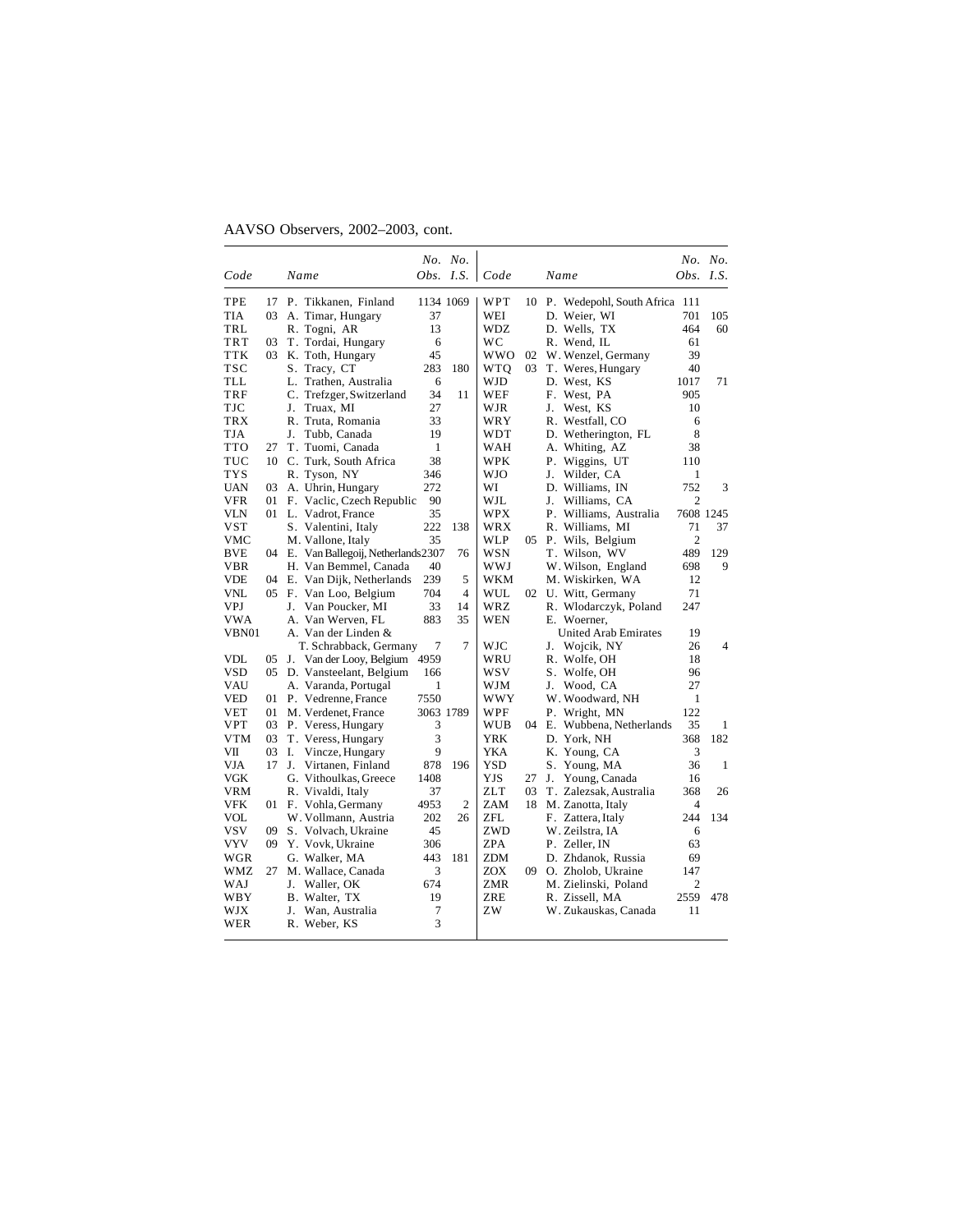AAVSO Observers, 2002–2003, cont.

| Code | | Name | No. Obs. | No. I.S. | Code | | Name | No. Obs. | No. I.S. |
|---|---|---|---|---|---|---|---|---|---|
| TPE | 17 | P. Tikkanen, Finland | 1134 | 1069 | WPT | 10 | P. Wedepohl, South Africa | 111 | |
| TIA | 03 | A. Timar, Hungary | 37 | | WEI | | D. Weier, WI | 701 | 105 |
| TRL | | R. Togni, AR | 13 | | WDZ | | D. Wells, TX | 464 | 60 |
| TRT | 03 | T. Tordai, Hungary | 6 | | WC | | R. Wend, IL | 61 | |
| TTK | 03 | K. Toth, Hungary | 45 | | WWO | 02 | W. Wenzel, Germany | 39 | |
| TSC | | S. Tracy, CT | 283 | 180 | WTQ | 03 | T. Weres, Hungary | 40 | |
| TLL | | L. Trathen, Australia | 6 | | WJD | | D. West, KS | 1017 | 71 |
| TRF | | C. Trefzger, Switzerland | 34 | 11 | WEF | | F. West, PA | 905 | |
| TJC | | J. Truax, MI | 27 | | WJR | | J. West, KS | 10 | |
| TRX | | R. Truta, Romania | 33 | | WRY | | R. Westfall, CO | 6 | |
| TJA | | J. Tubb, Canada | 19 | | WDT | | D. Wetherington, FL | 8 | |
| TTO | 27 | T. Tuomi, Canada | 1 | | WAH | | A. Whiting, AZ | 38 | |
| TUC | 10 | C. Turk, South Africa | 38 | | WPK | | P. Wiggins, UT | 110 | |
| TYS | | R. Tyson, NY | 346 | | WJO | | J. Wilder, CA | 1 | |
| UAN | 03 | A. Uhrin, Hungary | 272 | | WI | | D. Williams, IN | 752 | 3 |
| VFR | 01 | F. Vaclic, Czech Republic | 90 | | WJL | | J. Williams, CA | 2 | |
| VLN | 01 | L. Vadrot, France | 35 | | WPX | | P. Williams, Australia | 7608 | 1245 |
| VST | | S. Valentini, Italy | 222 | 138 | WRX | | R. Williams, MI | 71 | 37 |
| VMC | | M. Vallone, Italy | 35 | | WLP | 05 | P. Wils, Belgium | 2 | |
| BVE | 04 | E. Van Ballegoij, Netherlands | 2307 | 76 | WSN | | T. Wilson, WV | 489 | 129 |
| VBR | | H. Van Bemmel, Canada | 40 | | WWJ | | W. Wilson, England | 698 | 9 |
| VDE | 04 | E. Van Dijk, Netherlands | 239 | 5 | WKM | | M. Wiskirken, WA | 12 | |
| VNL | 05 | F. Van Loo, Belgium | 704 | 4 | WUL | 02 | U. Witt, Germany | 71 | |
| VPJ | | J. Van Poucker, MI | 33 | 14 | WRZ | | R. Wlodarczyk, Poland | 247 | |
| VWA | | A. Van Werven, FL | 883 | 35 | WEN | | E. Woerner, United Arab Emirates | 19 | |
| VBN01 | | A. Van der Linden & T. Schrabback, Germany | 7 | 7 | WJC | | J. Wojcik, NY | 26 | 4 |
| VDL | 05 | J. Van der Looy, Belgium | 4959 | | WRU | | R. Wolfe, OH | 18 | |
| VSD | 05 | D. Vansteelant, Belgium | 166 | | WSV | | S. Wolfe, OH | 96 | |
| VAU | | A. Varanda, Portugal | 1 | | WJM | | J. Wood, CA | 27 | |
| VED | 01 | P. Vedrenne, France | 7550 | | WWY | | W. Woodward, NH | 1 | |
| VET | 01 | M. Verdenet, France | 3063 | 1789 | WPF | | P. Wright, MN | 122 | |
| VPT | 03 | P. Veress, Hungary | 3 | | WUB | 04 | E. Wubbena, Netherlands | 35 | 1 |
| VTM | 03 | T. Veress, Hungary | 3 | | YRK | | D. York, NH | 368 | 182 |
| VII | 03 | I. Vincze, Hungary | 9 | | YKA | | K. Young, CA | 3 | |
| VJA | 17 | J. Virtanen, Finland | 878 | 196 | YSD | | S. Young, MA | 36 | 1 |
| VGK | | G. Vithoulkas, Greece | 1408 | | YJS | 27 | J. Young, Canada | 16 | |
| VRM | | R. Vivaldi, Italy | 37 | | ZLT | 03 | T. Zalezsak, Australia | 368 | 26 |
| VFK | 01 | F. Vohla, Germany | 4953 | 2 | ZAM | 18 | M. Zanotta, Italy | 4 | |
| VOL | | W. Vollmann, Austria | 202 | 26 | ZFL | | F. Zattera, Italy | 244 | 134 |
| VSV | 09 | S. Volvach, Ukraine | 45 | | ZWD | | W. Zeilstra, IA | 6 | |
| VYV | 09 | Y. Vovk, Ukraine | 306 | | ZPA | | P. Zeller, IN | 63 | |
| WGR | | G. Walker, MA | 443 | 181 | ZDM | | D. Zhdanok, Russia | 69 | |
| WMZ | 27 | M. Wallace, Canada | 3 | | ZOX | 09 | O. Zholob, Ukraine | 147 | |
| WAJ | | J. Waller, OK | 674 | | ZMR | | M. Zielinski, Poland | 2 | |
| WBY | | B. Walter, TX | 19 | | ZRE | | R. Zissell, MA | 2559 | 478 |
| WJX | | J. Wan, Australia | 7 | | ZW | | W. Zukauskas, Canada | 11 | |
| WER | | R. Weber, KS | 3 | | | | | | |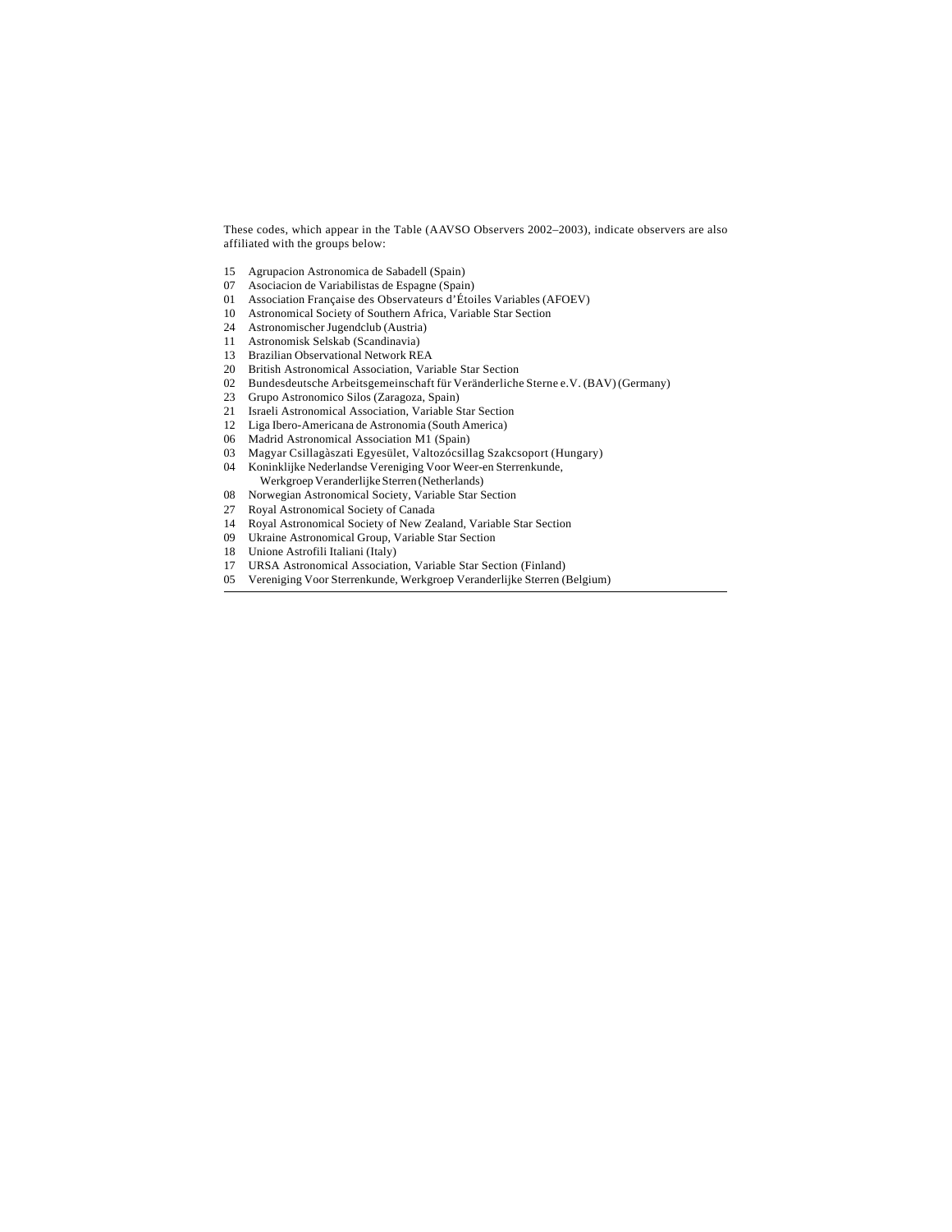These codes, which appear in the Table (AAVSO Observers 2002–2003), indicate observers are also affiliated with the groups below:

15 Agrupacion Astronomica de Sabadell (Spain)
07 Asociacion de Variabilistas de Espagne (Spain)
01 Association Française des Observateurs d'Étoiles Variables (AFOEV)
10 Astronomical Society of Southern Africa, Variable Star Section
24 Astronomischer Jugendclub (Austria)
11 Astronomisk Selskab (Scandinavia)
13 Brazilian Observational Network REA
20 British Astronomical Association, Variable Star Section
02 Bundesdeutsche Arbeitsgemeinschaft für Veränderliche Sterne e.V. (BAV) (Germany)
23 Grupo Astronomico Silos (Zaragoza, Spain)
21 Israeli Astronomical Association, Variable Star Section
12 Liga Ibero-Americana de Astronomia (South America)
06 Madrid Astronomical Association M1 (Spain)
03 Magyar Csillagàszati Egyesület, Valtozócsillag Szakcsoport (Hungary)
04 Koninklijke Nederlandse Vereniging Voor Weer-en Sterrenkunde,
    Werkgroep Veranderlijke Sterren (Netherlands)
08 Norwegian Astronomical Society, Variable Star Section
27 Royal Astronomical Society of Canada
14 Royal Astronomical Society of New Zealand, Variable Star Section
09 Ukraine Astronomical Group, Variable Star Section
18 Unione Astrofili Italiani (Italy)
17 URSA Astronomical Association, Variable Star Section (Finland)
05 Vereniging Voor Sterrenkunde, Werkgroep Veranderlijke Sterren (Belgium)